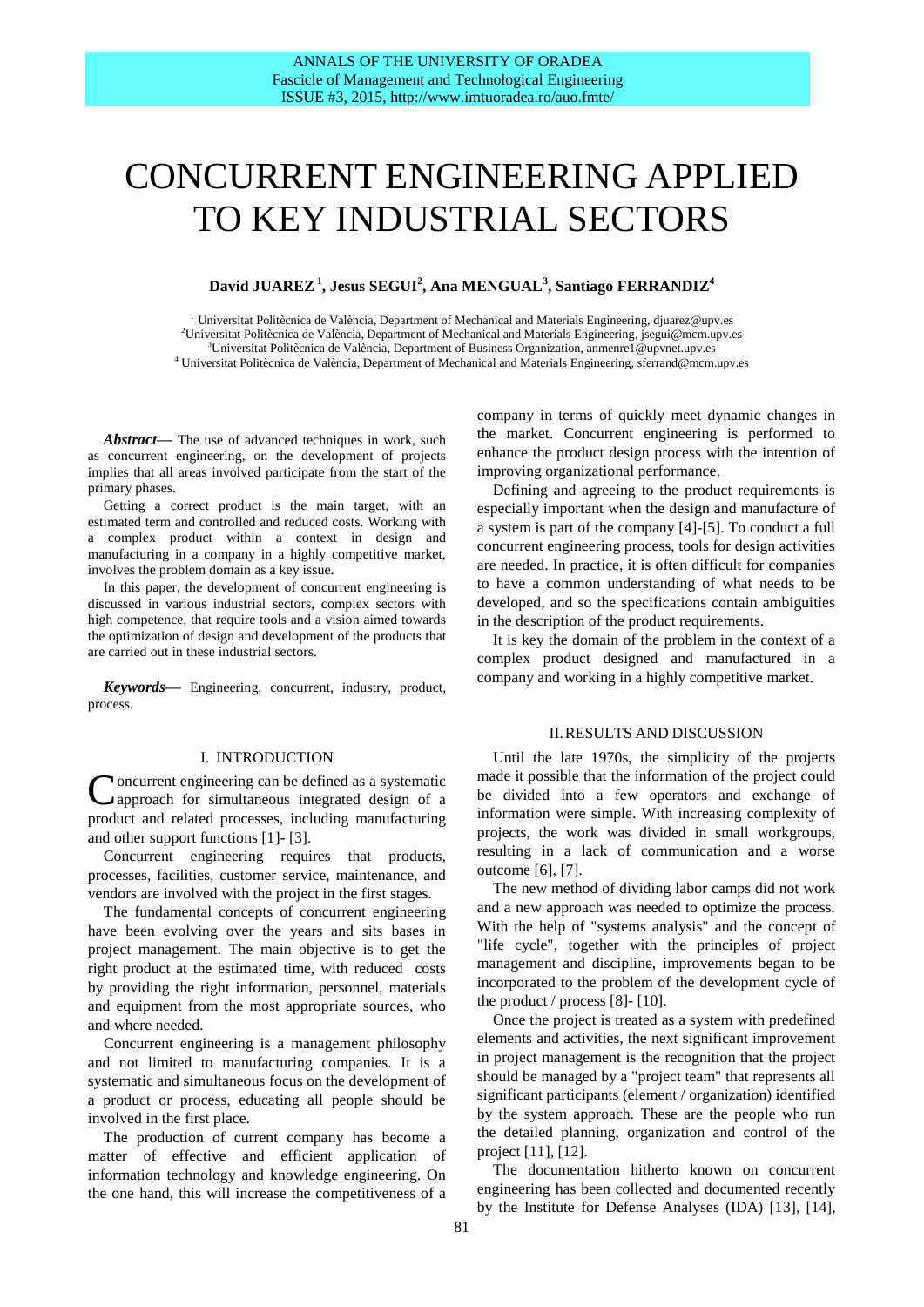# CONCURRENT ENGINEERING APPLIED TO KEY INDUSTRIAL SECTORS

**David JUAREZ [1], Jesus SEGUI[2], Ana MENGUAL[3], Santiago FERRANDIZ[4]**

[1] Universitat Politècnica de València, Department of Mechanical and Materials Engineering, djuarez@upv.es
[2] Universitat Politècnica de València, Department of Mechanical and Materials Engineering, jsegui@mcm.upv.es
[3] Universitat Politècnica de València, Department of Business Organization, anmenre1@upvnet.upv.es
[4] Universitat Politècnica de València, Department of Mechanical and Materials Engineering, sferrand@mcm.upv.es

***Abstract*****—** The use of advanced techniques in work, such as concurrent engineering, on the development of projects implies that all areas involved participate from the start of the primary phases.

Getting a correct product is the main target, with an estimated term and controlled and reduced costs. Working with a complex product within a context in design and manufacturing in a company in a highly competitive market, involves the problem domain as a key issue.

In this paper, the development of concurrent engineering is discussed in various industrial sectors, complex sectors with high competence, that require tools and a vision aimed towards the optimization of design and development of the products that are carried out in these industrial sectors.

***Keywords*****—** Engineering, concurrent, industry, product, process.

## I. INTRODUCTION

Concurrent engineering can be defined as a systematic approach for simultaneous integrated design of a product and related processes, including manufacturing and other support functions [1]- [3].

Concurrent engineering requires that products, processes, facilities, customer service, maintenance, and vendors are involved with the project in the first stages.

The fundamental concepts of concurrent engineering have been evolving over the years and sits bases in project management. The main objective is to get the right product at the estimated time, with reduced costs by providing the right information, personnel, materials and equipment from the most appropriate sources, who and where needed.

Concurrent engineering is a management philosophy and not limited to manufacturing companies. It is a systematic and simultaneous focus on the development of a product or process, educating all people should be involved in the first place.

The production of current company has become a matter of effective and efficient application of information technology and knowledge engineering. On the one hand, this will increase the competitiveness of a company in terms of quickly meet dynamic changes in the market. Concurrent engineering is performed to enhance the product design process with the intention of improving organizational performance.

Defining and agreeing to the product requirements is especially important when the design and manufacture of a system is part of the company [4]-[5]. To conduct a full concurrent engineering process, tools for design activities are needed. In practice, it is often difficult for companies to have a common understanding of what needs to be developed, and so the specifications contain ambiguities in the description of the product requirements.

It is key the domain of the problem in the context of a complex product designed and manufactured in a company and working in a highly competitive market.

## II. RESULTS AND DISCUSSION

Until the late 1970s, the simplicity of the projects made it possible that the information of the project could be divided into a few operators and exchange of information were simple. With increasing complexity of projects, the work was divided in small workgroups, resulting in a lack of communication and a worse outcome [6], [7].

The new method of dividing labor camps did not work and a new approach was needed to optimize the process. With the help of "systems analysis" and the concept of "life cycle", together with the principles of project management and discipline, improvements began to be incorporated to the problem of the development cycle of the product / process [8]- [10].

Once the project is treated as a system with predefined elements and activities, the next significant improvement in project management is the recognition that the project should be managed by a "project team" that represents all significant participants (element / organization) identified by the system approach. These are the people who run the detailed planning, organization and control of the project [11], [12].

The documentation hitherto known on concurrent engineering has been collected and documented recently by the Institute for Defense Analyses (IDA) [13], [14],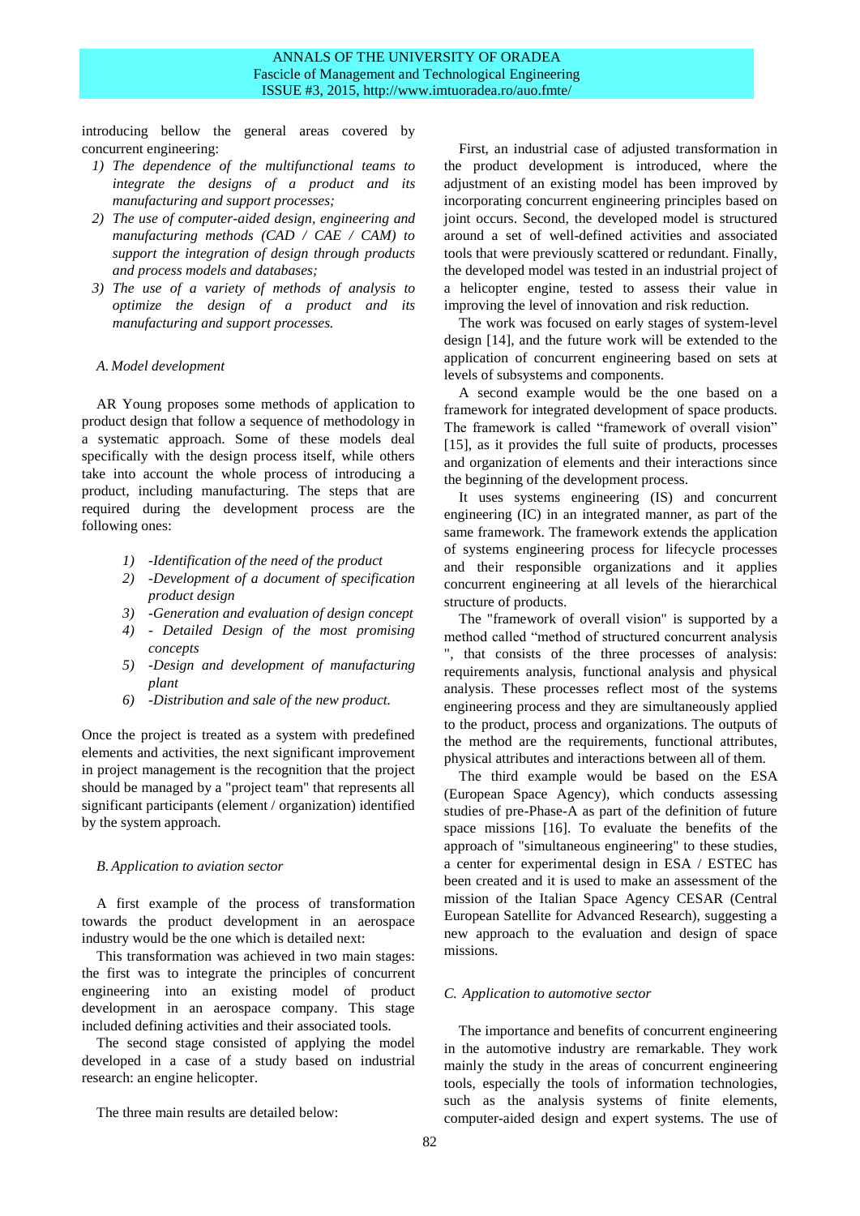introducing bellow the general areas covered by concurrent engineering:

1) *The dependence of the multifunctional teams to integrate the designs of a product and its manufacturing and support processes;*
2) *The use of computer-aided design, engineering and manufacturing methods (CAD / CAE / CAM) to support the integration of design through products and process models and databases;*
3) *The use of a variety of methods of analysis to optimize the design of a product and its manufacturing and support processes.*

### *A. Model development*

AR Young proposes some methods of application to product design that follow a sequence of methodology in a systematic approach. Some of these models deal specifically with the design process itself, while others take into account the whole process of introducing a product, including manufacturing. The steps that are required during the development process are the following ones:

1) *-Identification of the need of the product*
2) *-Development of a document of specification product design*
3) *-Generation and evaluation of design concept*
4) *- Detailed Design of the most promising concepts*
5) *-Design and development of manufacturing plant*
6) *-Distribution and sale of the new product.*

Once the project is treated as a system with predefined elements and activities, the next significant improvement in project management is the recognition that the project should be managed by a "project team" that represents all significant participants (element / organization) identified by the system approach.

### *B. Application to aviation sector*

A first example of the process of transformation towards the product development in an aerospace industry would be the one which is detailed next:

This transformation was achieved in two main stages: the first was to integrate the principles of concurrent engineering into an existing model of product development in an aerospace company. This stage included defining activities and their associated tools.

The second stage consisted of applying the model developed in a case of a study based on industrial research: an engine helicopter.

The three main results are detailed below:

First, an industrial case of adjusted transformation in the product development is introduced, where the adjustment of an existing model has been improved by incorporating concurrent engineering principles based on joint occurs. Second, the developed model is structured around a set of well-defined activities and associated tools that were previously scattered or redundant. Finally, the developed model was tested in an industrial project of a helicopter engine, tested to assess their value in improving the level of innovation and risk reduction.

The work was focused on early stages of system-level design [14], and the future work will be extended to the application of concurrent engineering based on sets at levels of subsystems and components.

A second example would be the one based on a framework for integrated development of space products. The framework is called "framework of overall vision" [15], as it provides the full suite of products, processes and organization of elements and their interactions since the beginning of the development process.

It uses systems engineering (IS) and concurrent engineering (IC) in an integrated manner, as part of the same framework. The framework extends the application of systems engineering process for lifecycle processes and their responsible organizations and it applies concurrent engineering at all levels of the hierarchical structure of products.

The "framework of overall vision" is supported by a method called "method of structured concurrent analysis ", that consists of the three processes of analysis: requirements analysis, functional analysis and physical analysis. These processes reflect most of the systems engineering process and they are simultaneously applied to the product, process and organizations. The outputs of the method are the requirements, functional attributes, physical attributes and interactions between all of them.

The third example would be based on the ESA (European Space Agency), which conducts assessing studies of pre-Phase-A as part of the definition of future space missions [16]. To evaluate the benefits of the approach of "simultaneous engineering" to these studies, a center for experimental design in ESA / ESTEC has been created and it is used to make an assessment of the mission of the Italian Space Agency CESAR (Central European Satellite for Advanced Research), suggesting a new approach to the evaluation and design of space missions.

### *C. Application to automotive sector*

The importance and benefits of concurrent engineering in the automotive industry are remarkable. They work mainly the study in the areas of concurrent engineering tools, especially the tools of information technologies, such as the analysis systems of finite elements, computer-aided design and expert systems. The use of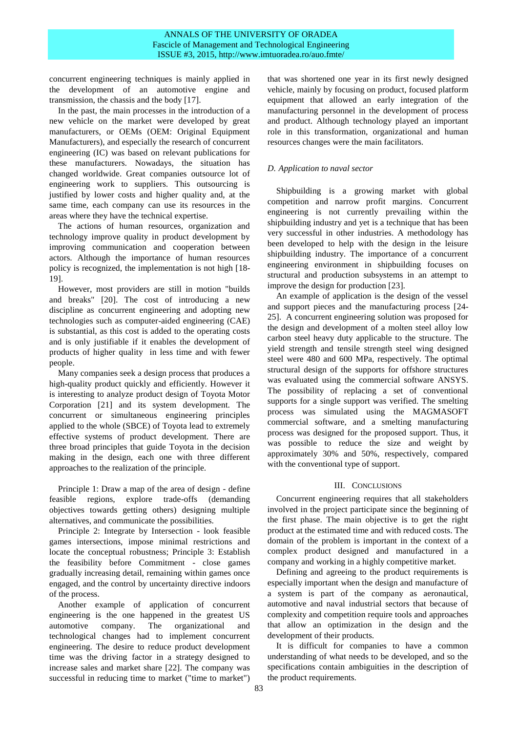concurrent engineering techniques is mainly applied in the development of an automotive engine and transmission, the chassis and the body [17].

In the past, the main processes in the introduction of a new vehicle on the market were developed by great manufacturers, or OEMs (OEM: Original Equipment Manufacturers), and especially the research of concurrent engineering (IC) was based on relevant publications for these manufacturers. Nowadays, the situation has changed worldwide. Great companies outsource lot of engineering work to suppliers. This outsourcing is justified by lower costs and higher quality and, at the same time, each company can use its resources in the areas where they have the technical expertise.

The actions of human resources, organization and technology improve quality in product development by improving communication and cooperation between actors. Although the importance of human resources policy is recognized, the implementation is not high [18-19].

However, most providers are still in motion "builds and breaks" [20]. The cost of introducing a new discipline as concurrent engineering and adopting new technologies such as computer-aided engineering (CAE) is substantial, as this cost is added to the operating costs and is only justifiable if it enables the development of products of higher quality in less time and with fewer people.

Many companies seek a design process that produces a high-quality product quickly and efficiently. However it is interesting to analyze product design of Toyota Motor Corporation [21] and its system development. The concurrent or simultaneous engineering principles applied to the whole (SBCE) of Toyota lead to extremely effective systems of product development. There are three broad principles that guide Toyota in the decision making in the design, each one with three different approaches to the realization of the principle.

Principle 1: Draw a map of the area of design - define feasible regions, explore trade-offs (demanding objectives towards getting others) designing multiple alternatives, and communicate the possibilities.

Principle 2: Integrate by Intersection - look feasible games intersections, impose minimal restrictions and locate the conceptual robustness; Principle 3: Establish the feasibility before Commitment - close games gradually increasing detail, remaining within games once engaged, and the control by uncertainty directive indoors of the process.

Another example of application of concurrent engineering is the one happened in the greatest US automotive company. The organizational and technological changes had to implement concurrent engineering. The desire to reduce product development time was the driving factor in a strategy designed to increase sales and market share [22]. The company was successful in reducing time to market ("time to market") that was shortened one year in its first newly designed vehicle, mainly by focusing on product, focused platform equipment that allowed an early integration of the manufacturing personnel in the development of process and product. Although technology played an important role in this transformation, organizational and human resources changes were the main facilitators.

### *D. Application to naval sector*

Shipbuilding is a growing market with global competition and narrow profit margins. Concurrent engineering is not currently prevailing within the shipbuilding industry and yet is a technique that has been very successful in other industries. A methodology has been developed to help with the design in the leisure shipbuilding industry. The importance of a concurrent engineering environment in shipbuilding focuses on structural and production subsystems in an attempt to improve the design for production [23].

An example of application is the design of the vessel and support pieces and the manufacturing process [24-25]. A concurrent engineering solution was proposed for the design and development of a molten steel alloy low carbon steel heavy duty applicable to the structure. The yield strength and tensile strength steel wing designed steel were 480 and 600 MPa, respectively. The optimal structural design of the supports for offshore structures was evaluated using the commercial software ANSYS. The possibility of replacing a set of conventional supports for a single support was verified. The smelting process was simulated using the MAGMASOFT commercial software, and a smelting manufacturing process was designed for the proposed support. Thus, it was possible to reduce the size and weight by approximately 30% and 50%, respectively, compared with the conventional type of support.

## III. Conclusions

Concurrent engineering requires that all stakeholders involved in the project participate since the beginning of the first phase. The main objective is to get the right product at the estimated time and with reduced costs. The domain of the problem is important in the context of a complex product designed and manufactured in a company and working in a highly competitive market.

Defining and agreeing to the product requirements is especially important when the design and manufacture of a system is part of the company as aeronautical, automotive and naval industrial sectors that because of complexity and competition require tools and approaches that allow an optimization in the design and the development of their products.

It is difficult for companies to have a common understanding of what needs to be developed, and so the specifications contain ambiguities in the description of the product requirements.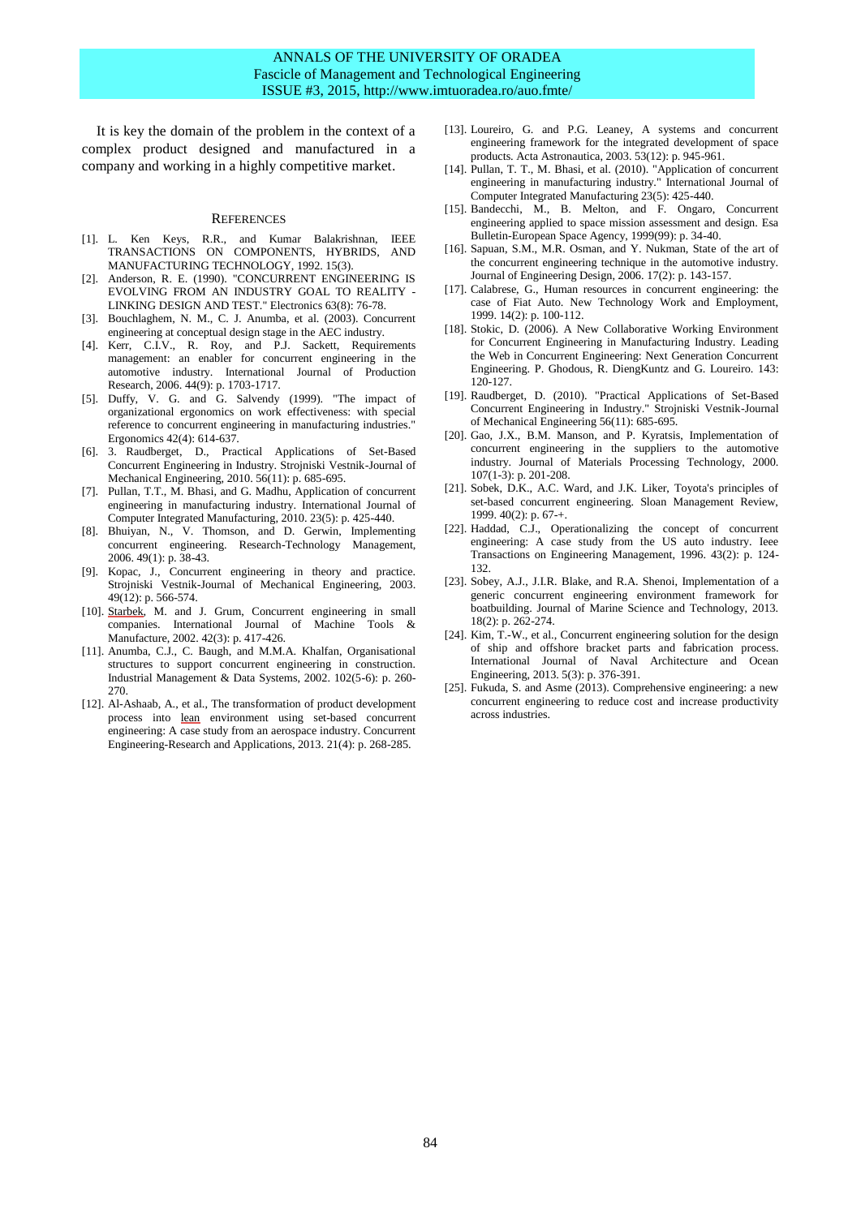It is key the domain of the problem in the context of a complex product designed and manufactured in a company and working in a highly competitive market.

## REFERENCES

[1]. L. Ken Keys, R.R., and Kumar Balakrishnan, IEEE TRANSACTIONS ON COMPONENTS, HYBRIDS, AND MANUFACTURING TECHNOLOGY, 1992. 15(3).

[2]. Anderson, R. E. (1990). "CONCURRENT ENGINEERING IS EVOLVING FROM AN INDUSTRY GOAL TO REALITY - LINKING DESIGN AND TEST." Electronics 63(8): 76-78.

[3]. Bouchlaghem, N. M., C. J. Anumba, et al. (2003). Concurrent engineering at conceptual design stage in the AEC industry.

[4]. Kerr, C.I.V., R. Roy, and P.J. Sackett, Requirements management: an enabler for concurrent engineering in the automotive industry. International Journal of Production Research, 2006. 44(9): p. 1703-1717.

[5]. Duffy, V. G. and G. Salvendy (1999). "The impact of organizational ergonomics on work effectiveness: with special reference to concurrent engineering in manufacturing industries." Ergonomics 42(4): 614-637.

[6]. 3. Raudberget, D., Practical Applications of Set-Based Concurrent Engineering in Industry. Strojniski Vestnik-Journal of Mechanical Engineering, 2010. 56(11): p. 685-695.

[7]. Pullan, T.T., M. Bhasi, and G. Madhu, Application of concurrent engineering in manufacturing industry. International Journal of Computer Integrated Manufacturing, 2010. 23(5): p. 425-440.

[8]. Bhuiyan, N., V. Thomson, and D. Gerwin, Implementing concurrent engineering. Research-Technology Management, 2006. 49(1): p. 38-43.

[9]. Kopac, J., Concurrent engineering in theory and practice. Strojniski Vestnik-Journal of Mechanical Engineering, 2003. 49(12): p. 566-574.

[10]. Starbek, M. and J. Grum, Concurrent engineering in small companies. International Journal of Machine Tools & Manufacture, 2002. 42(3): p. 417-426.

[11]. Anumba, C.J., C. Baugh, and M.M.A. Khalfan, Organisational structures to support concurrent engineering in construction. Industrial Management & Data Systems, 2002. 102(5-6): p. 260-270.

[12]. Al-Ashaab, A., et al., The transformation of product development process into lean environment using set-based concurrent engineering: A case study from an aerospace industry. Concurrent Engineering-Research and Applications, 2013. 21(4): p. 268-285.

[13]. Loureiro, G. and P.G. Leaney, A systems and concurrent engineering framework for the integrated development of space products. Acta Astronautica, 2003. 53(12): p. 945-961.

[14]. Pullan, T. T., M. Bhasi, et al. (2010). "Application of concurrent engineering in manufacturing industry." International Journal of Computer Integrated Manufacturing 23(5): 425-440.

[15]. Bandecchi, M., B. Melton, and F. Ongaro, Concurrent engineering applied to space mission assessment and design. Esa Bulletin-European Space Agency, 1999(99): p. 34-40.

[16]. Sapuan, S.M., M.R. Osman, and Y. Nukman, State of the art of the concurrent engineering technique in the automotive industry. Journal of Engineering Design, 2006. 17(2): p. 143-157.

[17]. Calabrese, G., Human resources in concurrent engineering: the case of Fiat Auto. New Technology Work and Employment, 1999. 14(2): p. 100-112.

[18]. Stokic, D. (2006). A New Collaborative Working Environment for Concurrent Engineering in Manufacturing Industry. Leading the Web in Concurrent Engineering: Next Generation Concurrent Engineering. P. Ghodous, R. DiengKuntz and G. Loureiro. 143: 120-127.

[19]. Raudberget, D. (2010). "Practical Applications of Set-Based Concurrent Engineering in Industry." Strojniski Vestnik-Journal of Mechanical Engineering 56(11): 685-695.

[20]. Gao, J.X., B.M. Manson, and P. Kyratsis, Implementation of concurrent engineering in the suppliers to the automotive industry. Journal of Materials Processing Technology, 2000. 107(1-3): p. 201-208.

[21]. Sobek, D.K., A.C. Ward, and J.K. Liker, Toyota's principles of set-based concurrent engineering. Sloan Management Review, 1999. 40(2): p. 67-+.

[22]. Haddad, C.J., Operationalizing the concept of concurrent engineering: A case study from the US auto industry. Ieee Transactions on Engineering Management, 1996. 43(2): p. 124-132.

[23]. Sobey, A.J., J.I.R. Blake, and R.A. Shenoi, Implementation of a generic concurrent engineering environment framework for boatbuilding. Journal of Marine Science and Technology, 2013. 18(2): p. 262-274.

[24]. Kim, T.-W., et al., Concurrent engineering solution for the design of ship and offshore bracket parts and fabrication process. International Journal of Naval Architecture and Ocean Engineering, 2013. 5(3): p. 376-391.

[25]. Fukuda, S. and Asme (2013). Comprehensive engineering: a new concurrent engineering to reduce cost and increase productivity across industries.